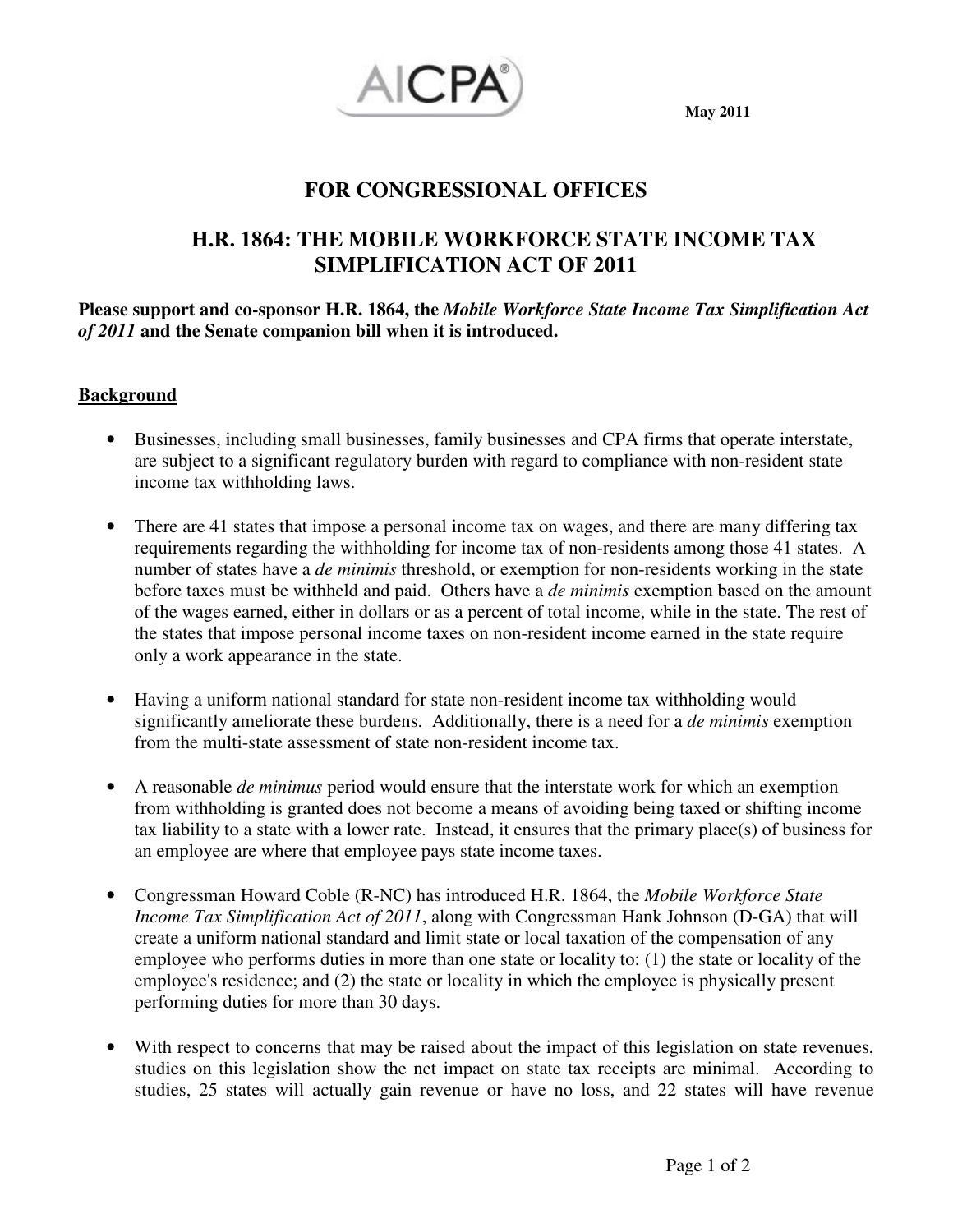May 2011

# FOR CONGRESSIONAL OFFICES

# H.R. 1864: THE MOBILE WORKFORCE STATE INCOME TAX SIMPLIFICATION ACT OF 2011

**Please support and co-sponsor H.R. 1864, the *Mobile Workforce State Income Tax Simplification Act of 2011* and the Senate companion bill when it is introduced.**

## Background

- Businesses, including small businesses, family businesses and CPA firms that operate interstate, are subject to a significant regulatory burden with regard to compliance with non-resident state income tax withholding laws.

- There are 41 states that impose a personal income tax on wages, and there are many differing tax requirements regarding the withholding for income tax of non-residents among those 41 states. A number of states have a *de minimis* threshold, or exemption for non-residents working in the state before taxes must be withheld and paid. Others have a *de minimis* exemption based on the amount of the wages earned, either in dollars or as a percent of total income, while in the state. The rest of the states that impose personal income taxes on non-resident income earned in the state require only a work appearance in the state.

- Having a uniform national standard for state non-resident income tax withholding would significantly ameliorate these burdens. Additionally, there is a need for a *de minimis* exemption from the multi-state assessment of state non-resident income tax.

- A reasonable *de minimus* period would ensure that the interstate work for which an exemption from withholding is granted does not become a means of avoiding being taxed or shifting income tax liability to a state with a lower rate. Instead, it ensures that the primary place(s) of business for an employee are where that employee pays state income taxes.

- Congressman Howard Coble (R-NC) has introduced H.R. 1864, the *Mobile Workforce State Income Tax Simplification Act of 2011*, along with Congressman Hank Johnson (D-GA) that will create a uniform national standard and limit state or local taxation of the compensation of any employee who performs duties in more than one state or locality to: (1) the state or locality of the employee's residence; and (2) the state or locality in which the employee is physically present performing duties for more than 30 days.

- With respect to concerns that may be raised about the impact of this legislation on state revenues, studies on this legislation show the net impact on state tax receipts are minimal. According to studies, 25 states will actually gain revenue or have no loss, and 22 states will have revenue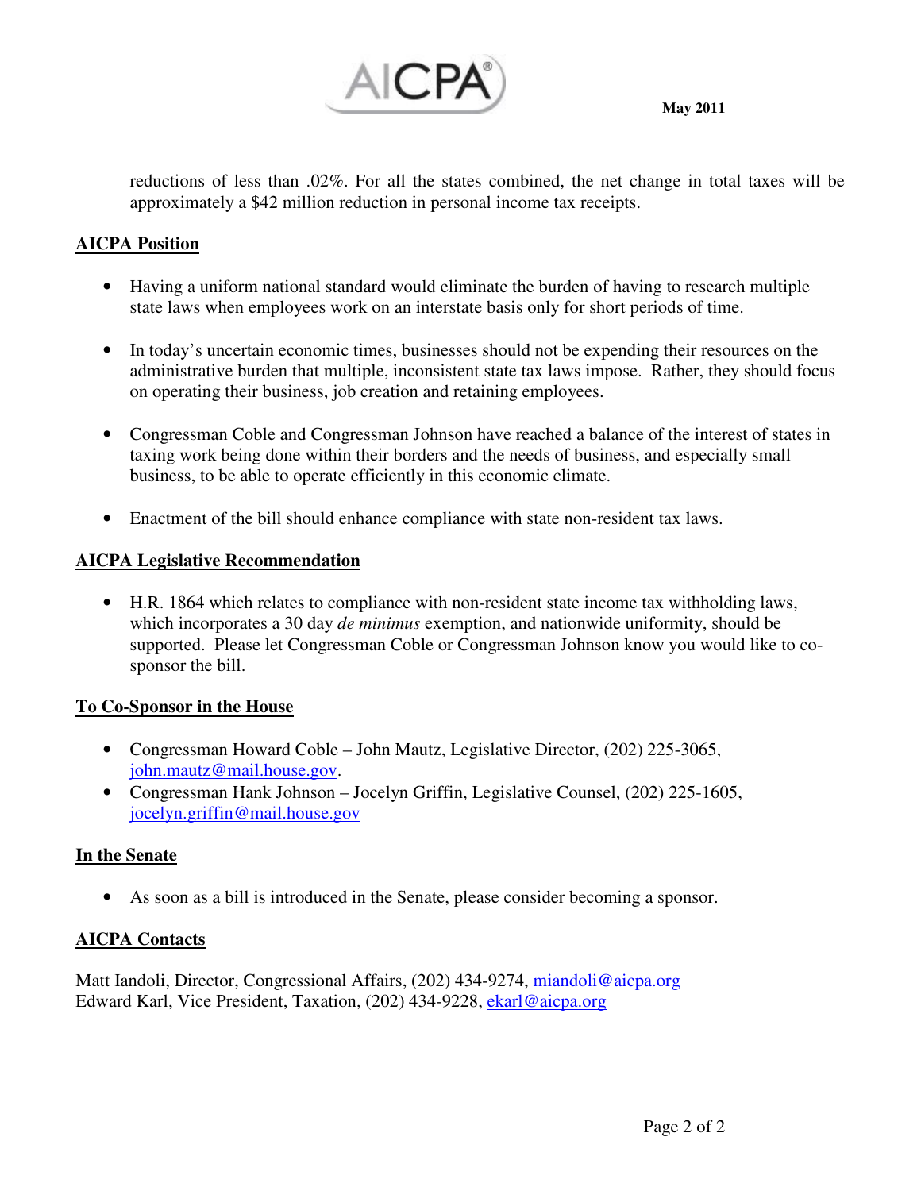reductions of less than .02%. For all the states combined, the net change in total taxes will be approximately a $42 million reduction in personal income tax receipts.

## AICPA Position

- Having a uniform national standard would eliminate the burden of having to research multiple state laws when employees work on an interstate basis only for short periods of time.
- In today's uncertain economic times, businesses should not be expending their resources on the administrative burden that multiple, inconsistent state tax laws impose. Rather, they should focus on operating their business, job creation and retaining employees.
- Congressman Coble and Congressman Johnson have reached a balance of the interest of states in taxing work being done within their borders and the needs of business, and especially small business, to be able to operate efficiently in this economic climate.
- Enactment of the bill should enhance compliance with state non-resident tax laws.

## AICPA Legislative Recommendation

- H.R. 1864 which relates to compliance with non-resident state income tax withholding laws, which incorporates a 30 day *de minimus* exemption, and nationwide uniformity, should be supported. Please let Congressman Coble or Congressman Johnson know you would like to co-sponsor the bill.

## To Co-Sponsor in the House

- Congressman Howard Coble – John Mautz, Legislative Director, (202) 225-3065, john.mautz@mail.house.gov.
- Congressman Hank Johnson – Jocelyn Griffin, Legislative Counsel, (202) 225-1605, jocelyn.griffin@mail.house.gov

## In the Senate

- As soon as a bill is introduced in the Senate, please consider becoming a sponsor.

## AICPA Contacts

Matt Iandoli, Director, Congressional Affairs, (202) 434-9274, miandoli@aicpa.org
Edward Karl, Vice President, Taxation, (202) 434-9228, ekarl@aicpa.org